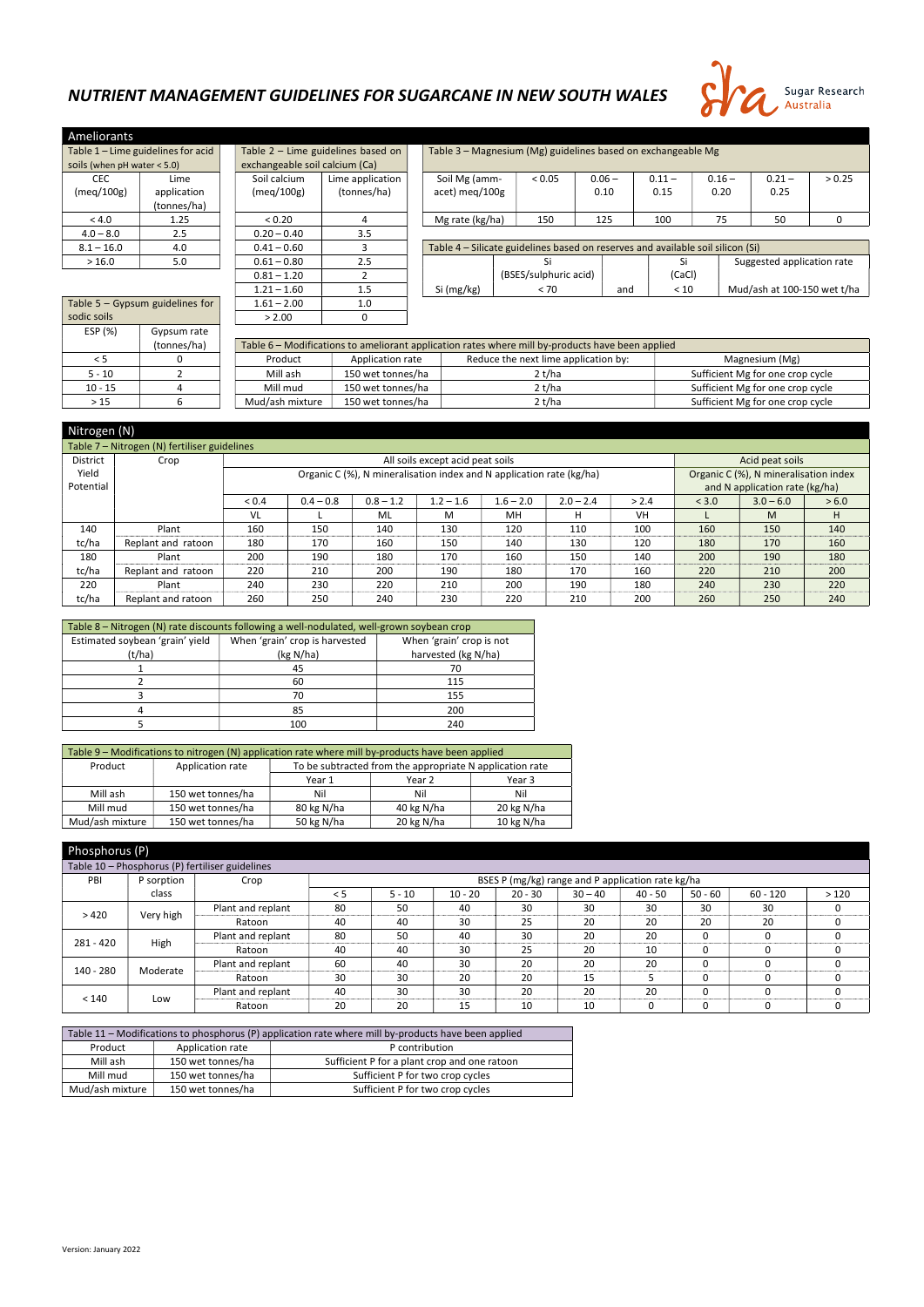# NUTRIENT MANAGEMENT GUIDELINES FOR SUGARCANE IN NEW SOUTH WALES

Sugar Research Australia

## Ameliorants

**Table 1 – Lime guidelines for acid soils (when pH water < 5.0)**

| CEC (meq/100g) | Lime application (tonnes/ha) |
|---|---|
| < 4.0 | 1.25 |
| 4.0 – 8.0 | 2.5 |
| 8.1 – 16.0 | 4.0 |
| > 16.0 | 5.0 |

**Table 2 – Lime guidelines based on exchangeable soil calcium (Ca)**

| Soil calcium (meq/100g) | Lime application (tonnes/ha) |
|---|---|
| < 0.20 | 4 |
| 0.20 – 0.40 | 3.5 |
| 0.41 – 0.60 | 3 |
| 0.61 – 0.80 | 2.5 |
| 0.81 – 1.20 | 2 |
| 1.21 – 1.60 | 1.5 |
| 1.61 – 2.00 | 1.0 |
| > 2.00 | 0 |

**Table 3 – Magnesium (Mg) guidelines based on exchangeable Mg**

| Soil Mg (amm-acet) meq/100g | < 0.05 | 0.06 – 0.10 | 0.11 – 0.15 | 0.16 – 0.20 | 0.21 – 0.25 | > 0.25 |
|---|---|---|---|---|---|---|
| Mg rate (kg/ha) | 150 | 125 | 100 | 75 | 50 | 0 |

**Table 4 – Silicate guidelines based on reserves and available soil silicon (Si)**

| | Si (BSES/sulphuric acid) | | Si (CaCl) | Suggested application rate |
|---|---|---|---|---|
| Si (mg/kg) | < 70 | and | < 10 | Mud/ash at 100-150 wet t/ha |

**Table 5 – Gypsum guidelines for sodic soils**

| ESP (%) | Gypsum rate (tonnes/ha) |
|---|---|
| < 5 | 0 |
| 5 - 10 | 2 |
| 10 - 15 | 4 |
| > 15 | 6 |

**Table 6 – Modifications to ameliorant application rates where mill by-products have been applied**

| Product | Application rate | Reduce the next lime application by: | Magnesium (Mg) |
|---|---|---|---|
| Mill ash | 150 wet tonnes/ha | 2 t/ha | Sufficient Mg for one crop cycle |
| Mill mud | 150 wet tonnes/ha | 2 t/ha | Sufficient Mg for one crop cycle |
| Mud/ash mixture | 150 wet tonnes/ha | 2 t/ha | Sufficient Mg for one crop cycle |

## Nitrogen (N)

**Table 7 – Nitrogen (N) fertiliser guidelines**

| District Yield Potential | Crop | All soils except acid peat soils | | | | | | | Acid peat soils | | |
|---|---|---|---|---|---|---|---|---|---|---|---|
| | | Organic C (%), N mineralisation index and N application rate (kg/ha) | | | | | | | Organic C (%), N mineralisation index and N application rate (kg/ha) | | |
| | | < 0.4 | 0.4 – 0.8 | 0.8 – 1.2 | 1.2 – 1.6 | 1.6 – 2.0 | 2.0 – 2.4 | > 2.4 | < 3.0 | 3.0 – 6.0 | > 6.0 |
| | | VL | L | ML | M | MH | H | VH | L | M | H |
| 140 tc/ha | Plant | 160 | 150 | 140 | 130 | 120 | 110 | 100 | 160 | 150 | 140 |
| | Replant and ratoon | 180 | 170 | 160 | 150 | 140 | 130 | 120 | 180 | 170 | 160 |
| 180 tc/ha | Plant | 200 | 190 | 180 | 170 | 160 | 150 | 140 | 200 | 190 | 180 |
| | Replant and ratoon | 220 | 210 | 200 | 190 | 180 | 170 | 160 | 220 | 210 | 200 |
| 220 tc/ha | Plant | 240 | 230 | 220 | 210 | 200 | 190 | 180 | 240 | 230 | 220 |
| | Replant and ratoon | 260 | 250 | 240 | 230 | 220 | 210 | 200 | 260 | 250 | 240 |

**Table 8 – Nitrogen (N) rate discounts following a well-nodulated, well-grown soybean crop**

| Estimated soybean 'grain' yield (t/ha) | When 'grain' crop is harvested (kg N/ha) | When 'grain' crop is not harvested (kg N/ha) |
|---|---|---|
| 1 | 45 | 70 |
| 2 | 60 | 115 |
| 3 | 70 | 155 |
| 4 | 85 | 200 |
| 5 | 100 | 240 |

**Table 9 – Modifications to nitrogen (N) application rate where mill by-products have been applied**

| Product | Application rate | To be subtracted from the appropriate N application rate | | |
|---|---|---|---|---|
| | | Year 1 | Year 2 | Year 3 |
| Mill ash | 150 wet tonnes/ha | Nil | Nil | Nil |
| Mill mud | 150 wet tonnes/ha | 80 kg N/ha | 40 kg N/ha | 20 kg N/ha |
| Mud/ash mixture | 150 wet tonnes/ha | 50 kg N/ha | 20 kg N/ha | 10 kg N/ha |

## Phosphorus (P)

**Table 10 – Phosphorus (P) fertiliser guidelines**

| PBI | P sorption class | Crop | BSES P (mg/kg) range and P application rate kg/ha | | | | | | | | |
|---|---|---|---|---|---|---|---|---|---|---|---|
| | | | < 5 | 5 - 10 | 10 - 20 | 20 - 30 | 30 – 40 | 40 - 50 | 50 - 60 | 60 - 120 | > 120 |
| > 420 | Very high | Plant and replant | 80 | 50 | 40 | 30 | 30 | 30 | 30 | 30 | 0 |
| | | Ratoon | 40 | 40 | 30 | 25 | 20 | 20 | 20 | 20 | 0 |
| 281 - 420 | High | Plant and replant | 80 | 50 | 40 | 30 | 20 | 20 | 0 | 0 | 0 |
| | | Ratoon | 40 | 40 | 30 | 25 | 20 | 10 | 0 | 0 | 0 |
| 140 - 280 | Moderate | Plant and replant | 60 | 40 | 30 | 20 | 20 | 20 | 0 | 0 | 0 |
| | | Ratoon | 30 | 30 | 20 | 20 | 15 | 5 | 0 | 0 | 0 |
| < 140 | Low | Plant and replant | 40 | 30 | 30 | 20 | 20 | 20 | 0 | 0 | 0 |
| | | Ratoon | 20 | 20 | 15 | 10 | 10 | 0 | 0 | 0 | 0 |

**Table 11 – Modifications to phosphorus (P) application rate where mill by-products have been applied**

| Product | Application rate | P contribution |
|---|---|---|
| Mill ash | 150 wet tonnes/ha | Sufficient P for a plant crop and one ratoon |
| Mill mud | 150 wet tonnes/ha | Sufficient P for two crop cycles |
| Mud/ash mixture | 150 wet tonnes/ha | Sufficient P for two crop cycles |

Version: January 2022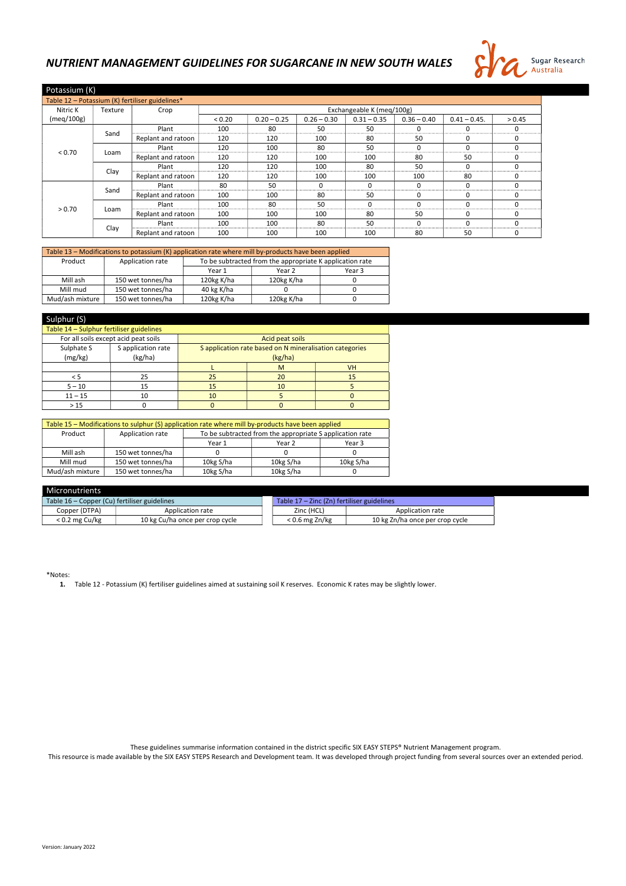# *NUTRIENT MANAGEMENT GUIDELINES FOR SUGARCANE IN NEW SOUTH WALES*

Sugar Research Australia

## Potassium (K)

Table 12 – Potassium (K) fertiliser guidelines*

| Nitric K (meq/100g) | Texture | Crop | Exchangeable K (meq/100g) | | | | | | |
|---|---|---|---|---|---|---|---|---|---|
| | | | < 0.20 | 0.20 – 0.25 | 0.26 – 0.30 | 0.31 – 0.35 | 0.36 – 0.40 | 0.41 – 0.45. | > 0.45 |
| < 0.70 | Sand | Plant | 100 | 80 | 50 | 50 | 0 | 0 | 0 |
| | | Replant and ratoon | 120 | 120 | 100 | 80 | 50 | 0 | 0 |
| | Loam | Plant | 120 | 100 | 80 | 50 | 0 | 0 | 0 |
| | | Replant and ratoon | 120 | 120 | 100 | 100 | 80 | 50 | 0 |
| | Clay | Plant | 120 | 120 | 100 | 80 | 50 | 0 | 0 |
| | | Replant and ratoon | 120 | 120 | 100 | 100 | 100 | 80 | 0 |
| > 0.70 | Sand | Plant | 80 | 50 | 0 | 0 | 0 | 0 | 0 |
| | | Replant and ratoon | 100 | 100 | 80 | 50 | 0 | 0 | 0 |
| | Loam | Plant | 100 | 80 | 50 | 0 | 0 | 0 | 0 |
| | | Replant and ratoon | 100 | 100 | 100 | 80 | 50 | 0 | 0 |
| | Clay | Plant | 100 | 100 | 80 | 50 | 0 | 0 | 0 |
| | | Replant and ratoon | 100 | 100 | 100 | 100 | 80 | 50 | 0 |

Table 13 – Modifications to potassium (K) application rate where mill by-products have been applied

| Product | Application rate | To be subtracted from the appropriate K application rate | | |
|---|---|---|---|---|
| | | Year 1 | Year 2 | Year 3 |
| Mill ash | 150 wet tonnes/ha | 120kg K/ha | 120kg K/ha | 0 |
| Mill mud | 150 wet tonnes/ha | 40 kg K/ha | 0 | 0 |
| Mud/ash mixture | 150 wet tonnes/ha | 120kg K/ha | 120kg K/ha | 0 |

## Sulphur (S)

Table 14 – Sulphur fertiliser guidelines

| For all soils except acid peat soils | | Acid peat soils | | |
|---|---|---|---|---|
| Sulphate S (mg/kg) | S application rate (kg/ha) | S application rate based on N mineralisation categories (kg/ha) | | |
| | | L | M | VH |
| < 5 | 25 | 25 | 20 | 15 |
| 5 – 10 | 15 | 15 | 10 | 5 |
| 11 – 15 | 10 | 10 | 5 | 0 |
| > 15 | 0 | 0 | 0 | 0 |

Table 15 – Modifications to sulphur (S) application rate where mill by-products have been applied

| Product | Application rate | To be subtracted from the appropriate S application rate | | |
|---|---|---|---|---|
| | | Year 1 | Year 2 | Year 3 |
| Mill ash | 150 wet tonnes/ha | 0 | 0 | 0 |
| Mill mud | 150 wet tonnes/ha | 10kg S/ha | 10kg S/ha | 10kg S/ha |
| Mud/ash mixture | 150 wet tonnes/ha | 10kg S/ha | 10kg S/ha | 0 |

## Micronutrients

Table 16 – Copper (Cu) fertiliser guidelines

| Copper (DTPA) | Application rate |
|---|---|
| < 0.2 mg Cu/kg | 10 kg Cu/ha once per crop cycle |

Table 17 – Zinc (Zn) fertiliser guidelines

| Zinc (HCL) | Application rate |
|---|---|
| < 0.6 mg Zn/kg | 10 kg Zn/ha once per crop cycle |

*Notes:

1. Table 12 - Potassium (K) fertiliser guidelines aimed at sustaining soil K reserves. Economic K rates may be slightly lower.

These guidelines summarise information contained in the district specific SIX EASY STEPS® Nutrient Management program.
This resource is made available by the SIX EASY STEPS Research and Development team. It was developed through project funding from several sources over an extended period.

Version: January 2022